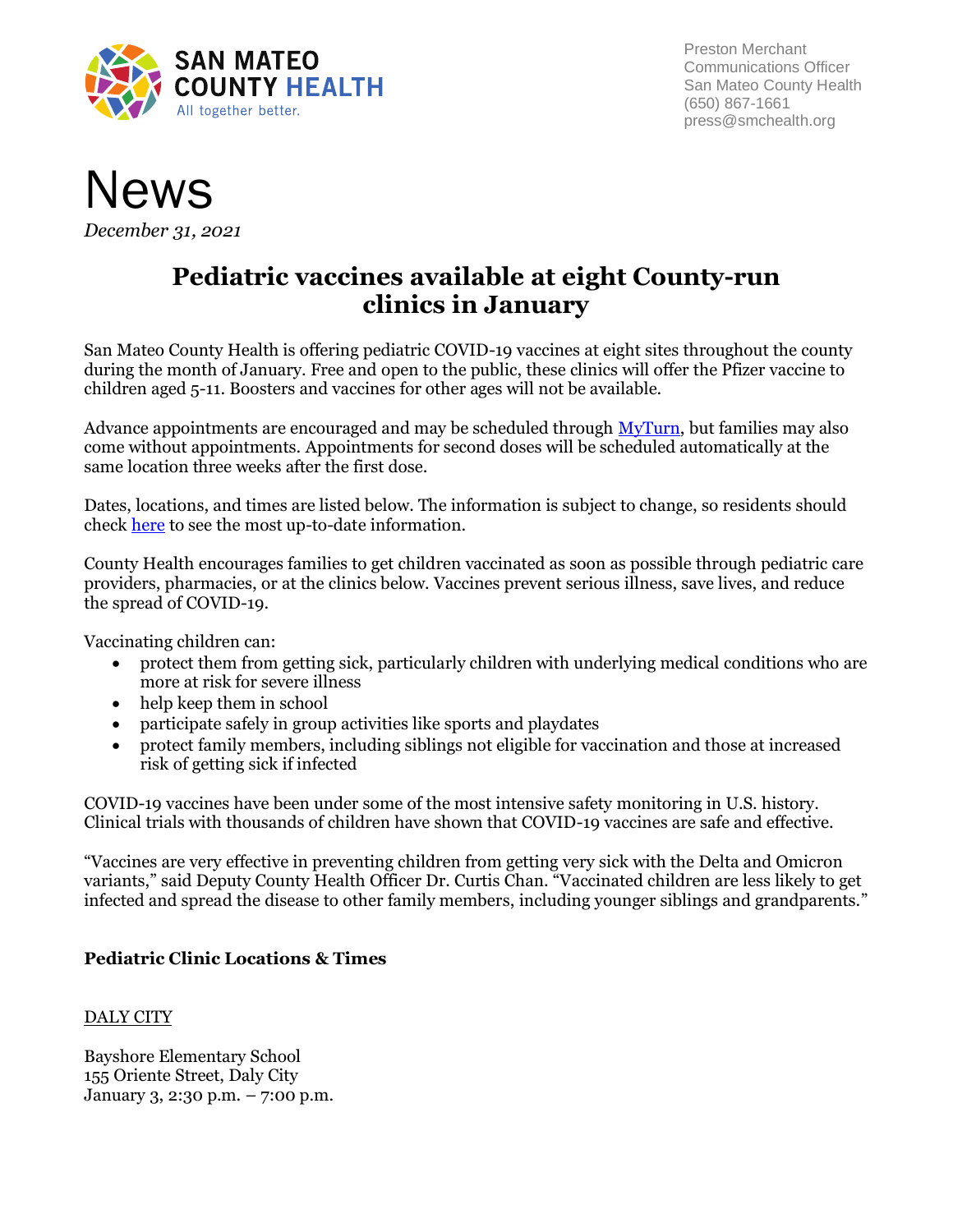SAN MATEO COUNTY HEALTH
All together better.

Preston Merchant
Communications Officer
San Mateo County Health
(650) 867-1661
press@smchealth.org

# News

*December 31, 2021*

## Pediatric vaccines available at eight County-run clinics in January

San Mateo County Health is offering pediatric COVID-19 vaccines at eight sites throughout the county during the month of January. Free and open to the public, these clinics will offer the Pfizer vaccine to children aged 5-11. Boosters and vaccines for other ages will not be available.

Advance appointments are encouraged and may be scheduled through [MyTurn](), but families may also come without appointments. Appointments for second doses will be scheduled automatically at the same location three weeks after the first dose.

Dates, locations, and times are listed below. The information is subject to change, so residents should check [here]() to see the most up-to-date information.

County Health encourages families to get children vaccinated as soon as possible through pediatric care providers, pharmacies, or at the clinics below. Vaccines prevent serious illness, save lives, and reduce the spread of COVID-19.

Vaccinating children can:

- protect them from getting sick, particularly children with underlying medical conditions who are more at risk for severe illness
- help keep them in school
- participate safely in group activities like sports and playdates
- protect family members, including siblings not eligible for vaccination and those at increased risk of getting sick if infected

COVID-19 vaccines have been under some of the most intensive safety monitoring in U.S. history. Clinical trials with thousands of children have shown that COVID-19 vaccines are safe and effective.

"Vaccines are very effective in preventing children from getting very sick with the Delta and Omicron variants," said Deputy County Health Officer Dr. Curtis Chan. "Vaccinated children are less likely to get infected and spread the disease to other family members, including younger siblings and grandparents."

**Pediatric Clinic Locations & Times**

<u>DALY CITY</u>

Bayshore Elementary School
155 Oriente Street, Daly City
January 3, 2:30 p.m. – 7:00 p.m.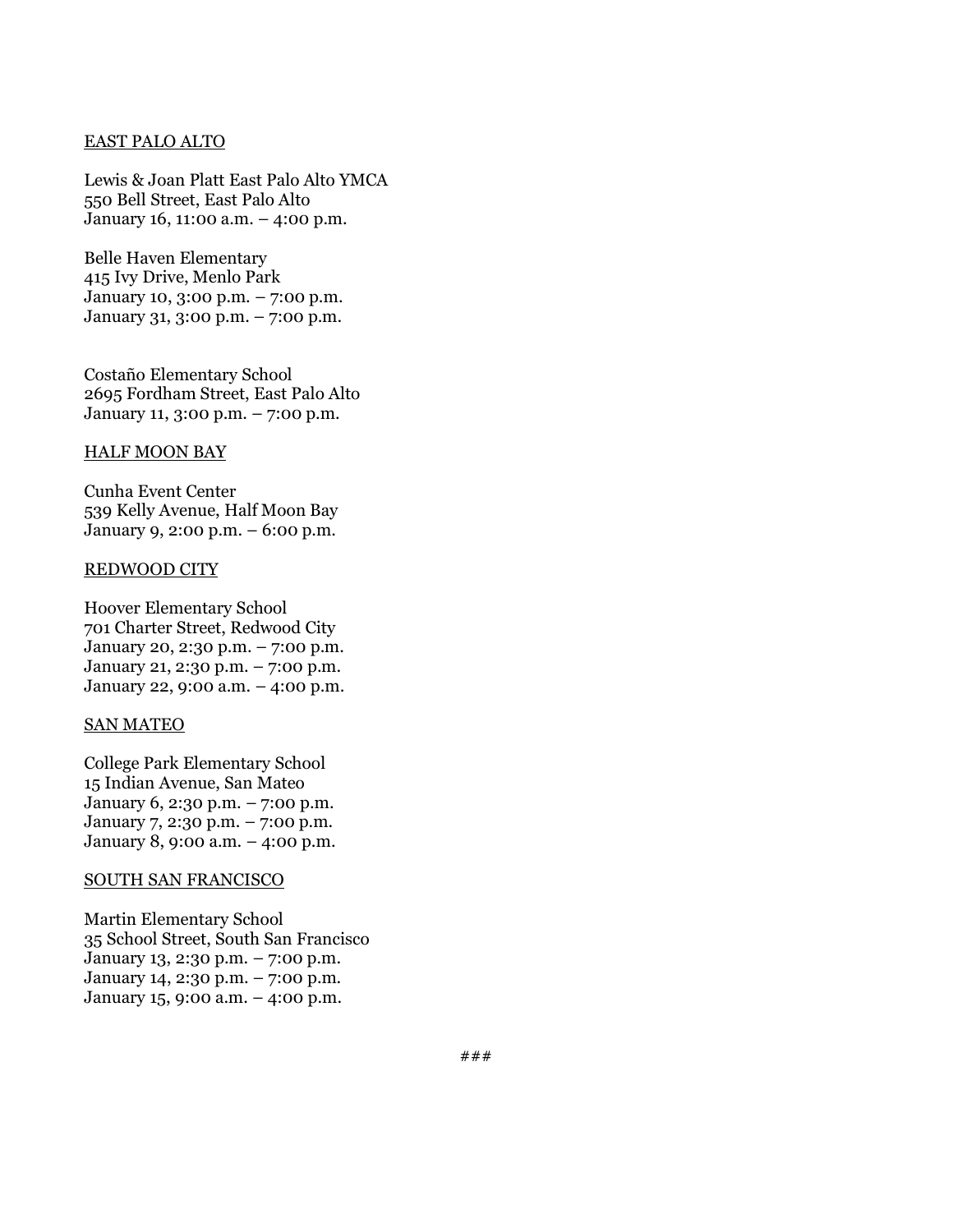EAST PALO ALTO

Lewis & Joan Platt East Palo Alto YMCA
550 Bell Street, East Palo Alto
January 16, 11:00 a.m. – 4:00 p.m.

Belle Haven Elementary
415 Ivy Drive, Menlo Park
January 10, 3:00 p.m. – 7:00 p.m.
January 31, 3:00 p.m. – 7:00 p.m.

Costaño Elementary School
2695 Fordham Street, East Palo Alto
January 11, 3:00 p.m. – 7:00 p.m.

HALF MOON BAY

Cunha Event Center
539 Kelly Avenue, Half Moon Bay
January 9, 2:00 p.m. – 6:00 p.m.

REDWOOD CITY

Hoover Elementary School
701 Charter Street, Redwood City
January 20, 2:30 p.m. – 7:00 p.m.
January 21, 2:30 p.m. – 7:00 p.m.
January 22, 9:00 a.m. – 4:00 p.m.

SAN MATEO

College Park Elementary School
15 Indian Avenue, San Mateo
January 6, 2:30 p.m. – 7:00 p.m.
January 7, 2:30 p.m. – 7:00 p.m.
January 8, 9:00 a.m. – 4:00 p.m.

SOUTH SAN FRANCISCO

Martin Elementary School
35 School Street, South San Francisco
January 13, 2:30 p.m. – 7:00 p.m.
January 14, 2:30 p.m. – 7:00 p.m.
January 15, 9:00 a.m. – 4:00 p.m.

###